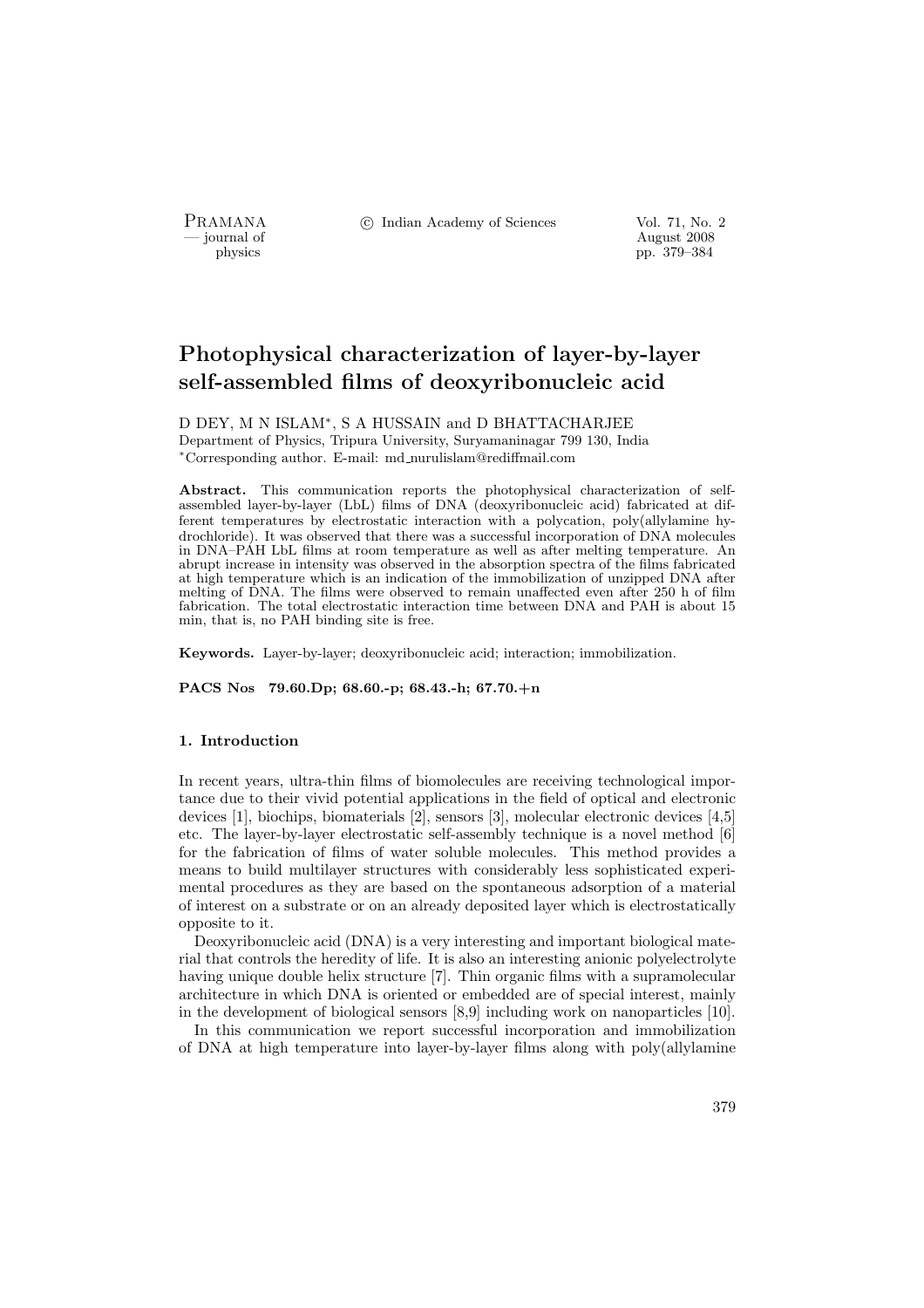# Photophysical characterization of layer-by-layer self-assembled films of deoxyribonucleic acid

D DEY, M N ISLAM*, S A HUSSAIN and D BHATTACHARJEE

Department of Physics, Tripura University, Suryamaninagar 799 130, India

*Corresponding author. E-mail: md_nurulislam@rediffmail.com

**Abstract.** This communication reports the photophysical characterization of self-assembled layer-by-layer (LbL) films of DNA (deoxyribonucleic acid) fabricated at different temperatures by electrostatic interaction with a polycation, poly(allylamine hydrochloride). It was observed that there was a successful incorporation of DNA molecules in DNA–PAH LbL films at room temperature as well as after melting temperature. An abrupt increase in intensity was observed in the absorption spectra of the films fabricated at high temperature which is an indication of the immobilization of unzipped DNA after melting of DNA. The films were observed to remain unaffected even after 250 h of film fabrication. The total electrostatic interaction time between DNA and PAH is about 15 min, that is, no PAH binding site is free.

**Keywords.** Layer-by-layer; deoxyribonucleic acid; interaction; immobilization.

**PACS Nos 79.60.Dp; 68.60.-p; 68.43.-h; 67.70.+n**

## 1. Introduction

In recent years, ultra-thin films of biomolecules are receiving technological importance due to their vivid potential applications in the field of optical and electronic devices [1], biochips, biomaterials [2], sensors [3], molecular electronic devices [4,5] etc. The layer-by-layer electrostatic self-assembly technique is a novel method [6] for the fabrication of films of water soluble molecules. This method provides a means to build multilayer structures with considerably less sophisticated experimental procedures as they are based on the spontaneous adsorption of a material of interest on a substrate or on an already deposited layer which is electrostatically opposite to it.

Deoxyribonucleic acid (DNA) is a very interesting and important biological material that controls the heredity of life. It is also an interesting anionic polyelectrolyte having unique double helix structure [7]. Thin organic films with a supramolecular architecture in which DNA is oriented or embedded are of special interest, mainly in the development of biological sensors [8,9] including work on nanoparticles [10].

In this communication we report successful incorporation and immobilization of DNA at high temperature into layer-by-layer films along with poly(allylamine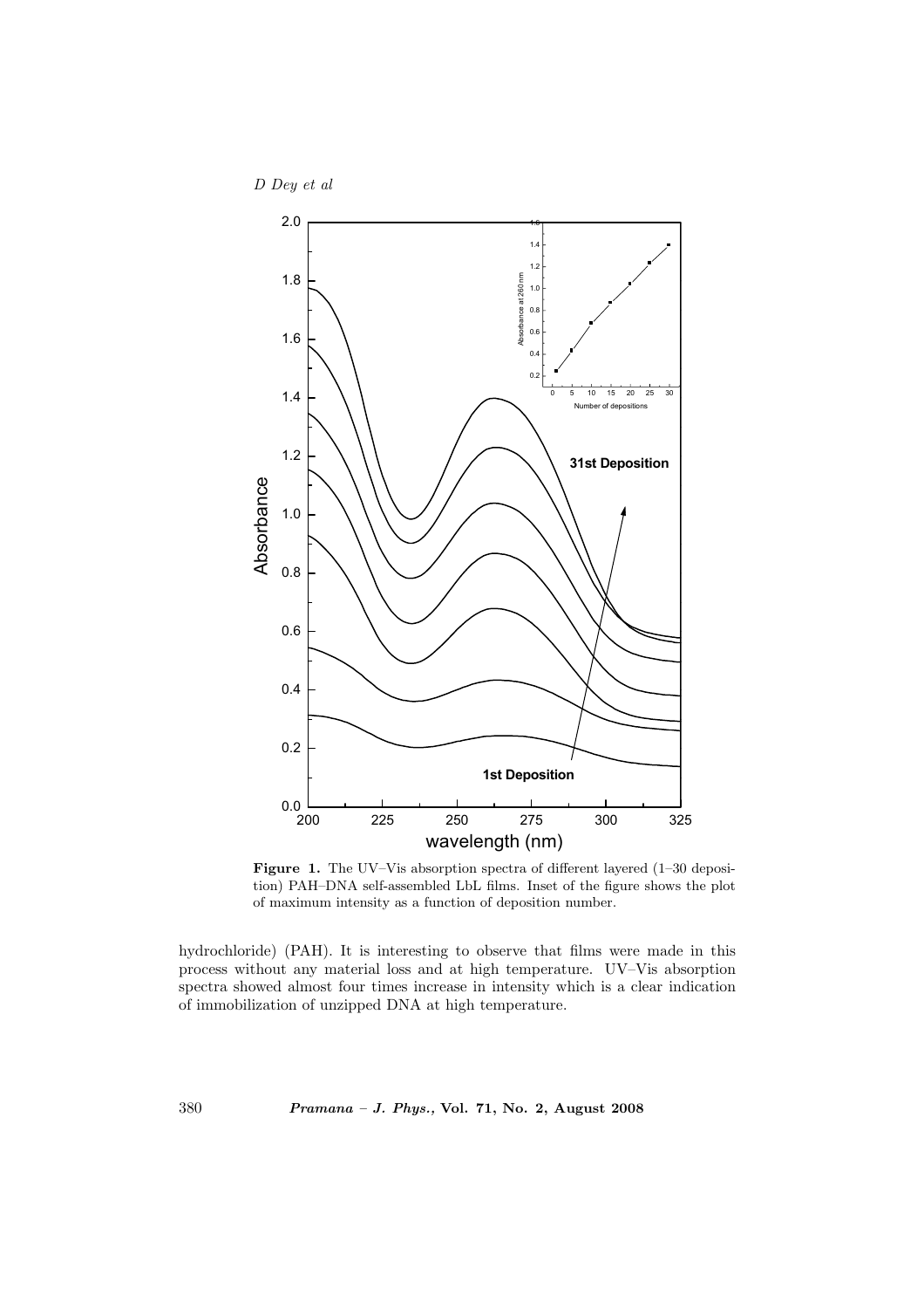**Figure 1.** The UV–Vis absorption spectra of different layered (1–30 deposition) PAH–DNA self-assembled LbL films. Inset of the figure shows the plot of maximum intensity as a function of deposition number.

hydrochloride) (PAH). It is interesting to observe that films were made in this process without any material loss and at high temperature. UV–Vis absorption spectra showed almost four times increase in intensity which is a clear indication of immobilization of unzipped DNA at high temperature.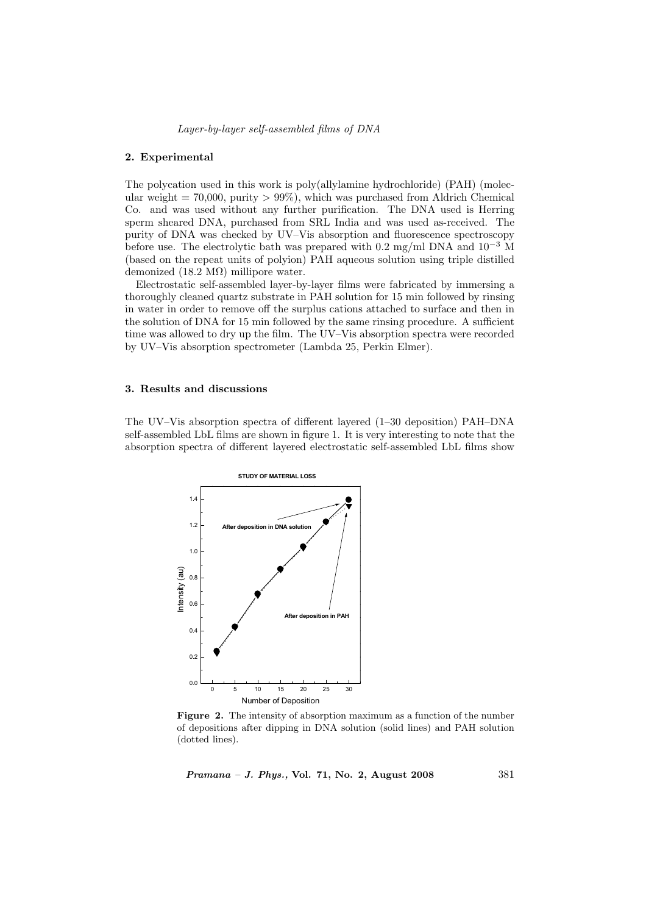## 2. Experimental

The polycation used in this work is poly(allylamine hydrochloride) (PAH) (molecular weight = 70,000, purity > 99%), which was purchased from Aldrich Chemical Co. and was used without any further purification. The DNA used is Herring sperm sheared DNA, purchased from SRL India and was used as-received. The purity of DNA was checked by UV–Vis absorption and fluorescence spectroscopy before use. The electrolytic bath was prepared with 0.2 mg/ml DNA and $10^{-3}$ M (based on the repeat units of polyion) PAH aqueous solution using triple distilled demonized (18.2 MΩ) millipore water.

Electrostatic self-assembled layer-by-layer films were fabricated by immersing a thoroughly cleaned quartz substrate in PAH solution for 15 min followed by rinsing in water in order to remove off the surplus cations attached to surface and then in the solution of DNA for 15 min followed by the same rinsing procedure. A sufficient time was allowed to dry up the film. The UV–Vis absorption spectra were recorded by UV–Vis absorption spectrometer (Lambda 25, Perkin Elmer).

## 3. Results and discussions

The UV–Vis absorption spectra of different layered (1–30 deposition) PAH–DNA self-assembled LbL films are shown in figure 1. It is very interesting to note that the absorption spectra of different layered electrostatic self-assembled LbL films show

**Figure 2.** The intensity of absorption maximum as a function of the number of depositions after dipping in DNA solution (solid lines) and PAH solution (dotted lines).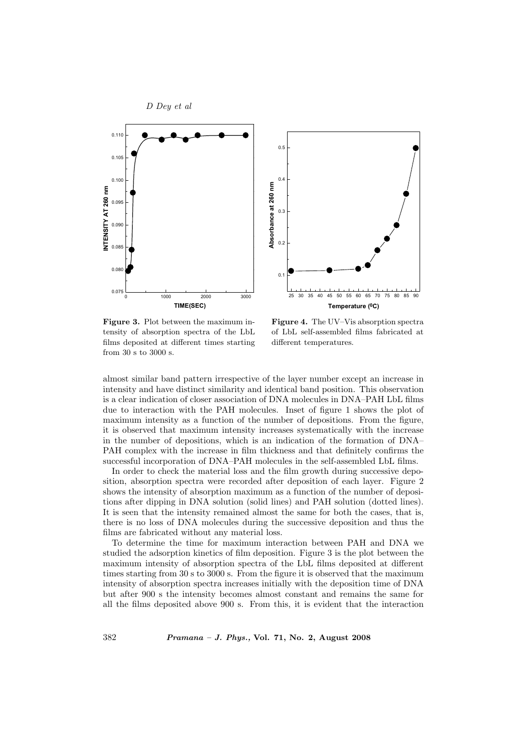**Figure 3.** Plot between the maximum intensity of absorption spectra of the LbL films deposited at different times starting from 30 s to 3000 s.

**Figure 4.** The UV–Vis absorption spectra of LbL self-assembled films fabricated at different temperatures.

almost similar band pattern irrespective of the layer number except an increase in intensity and have distinct similarity and identical band position. This observation is a clear indication of closer association of DNA molecules in DNA–PAH LbL films due to interaction with the PAH molecules. Inset of figure 1 shows the plot of maximum intensity as a function of the number of depositions. From the figure, it is observed that maximum intensity increases systematically with the increase in the number of depositions, which is an indication of the formation of DNA–PAH complex with the increase in film thickness and that definitely confirms the successful incorporation of DNA–PAH molecules in the self-assembled LbL films.

In order to check the material loss and the film growth during successive deposition, absorption spectra were recorded after deposition of each layer. Figure 2 shows the intensity of absorption maximum as a function of the number of depositions after dipping in DNA solution (solid lines) and PAH solution (dotted lines). It is seen that the intensity remained almost the same for both the cases, that is, there is no loss of DNA molecules during the successive deposition and thus the films are fabricated without any material loss.

To determine the time for maximum interaction between PAH and DNA we studied the adsorption kinetics of film deposition. Figure 3 is the plot between the maximum intensity of absorption spectra of the LbL films deposited at different times starting from 30 s to 3000 s. From the figure it is observed that the maximum intensity of absorption spectra increases initially with the deposition time of DNA but after 900 s the intensity becomes almost constant and remains the same for all the films deposited above 900 s. From this, it is evident that the interaction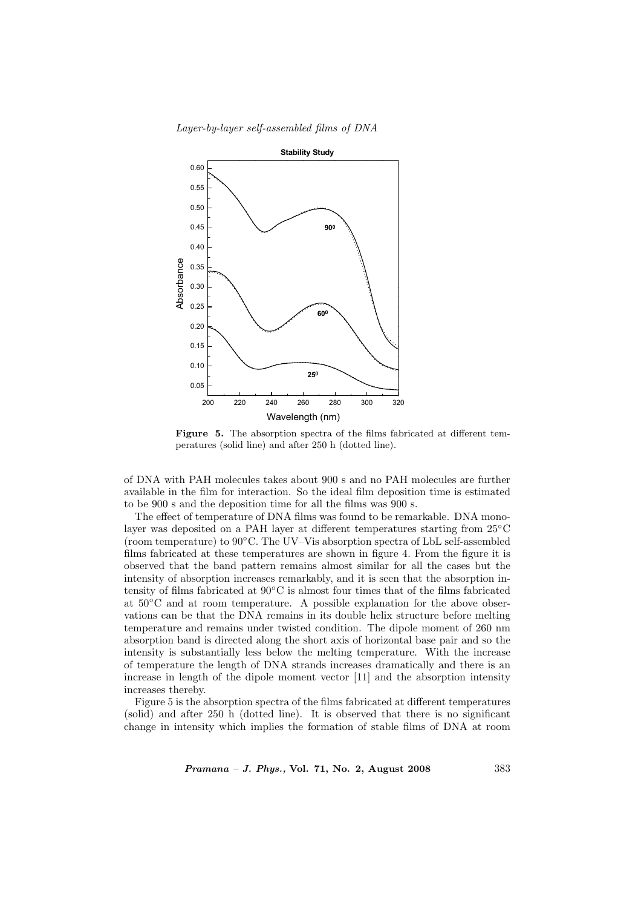Figure 5. The absorption spectra of the films fabricated at different temperatures (solid line) and after 250 h (dotted line).

of DNA with PAH molecules takes about 900 s and no PAH molecules are further available in the film for interaction. So the ideal film deposition time is estimated to be 900 s and the deposition time for all the films was 900 s.

The effect of temperature of DNA films was found to be remarkable. DNA monolayer was deposited on a PAH layer at different temperatures starting from 25°C (room temperature) to 90°C. The UV–Vis absorption spectra of LbL self-assembled films fabricated at these temperatures are shown in figure 4. From the figure it is observed that the band pattern remains almost similar for all the cases but the intensity of absorption increases remarkably, and it is seen that the absorption intensity of films fabricated at 90°C is almost four times that of the films fabricated at 50°C and at room temperature. A possible explanation for the above observations can be that the DNA remains in its double helix structure before melting temperature and remains under twisted condition. The dipole moment of 260 nm absorption band is directed along the short axis of horizontal base pair and so the intensity is substantially less below the melting temperature. With the increase of temperature the length of DNA strands increases dramatically and there is an increase in length of the dipole moment vector [11] and the absorption intensity increases thereby.

Figure 5 is the absorption spectra of the films fabricated at different temperatures (solid) and after 250 h (dotted line). It is observed that there is no significant change in intensity which implies the formation of stable films of DNA at room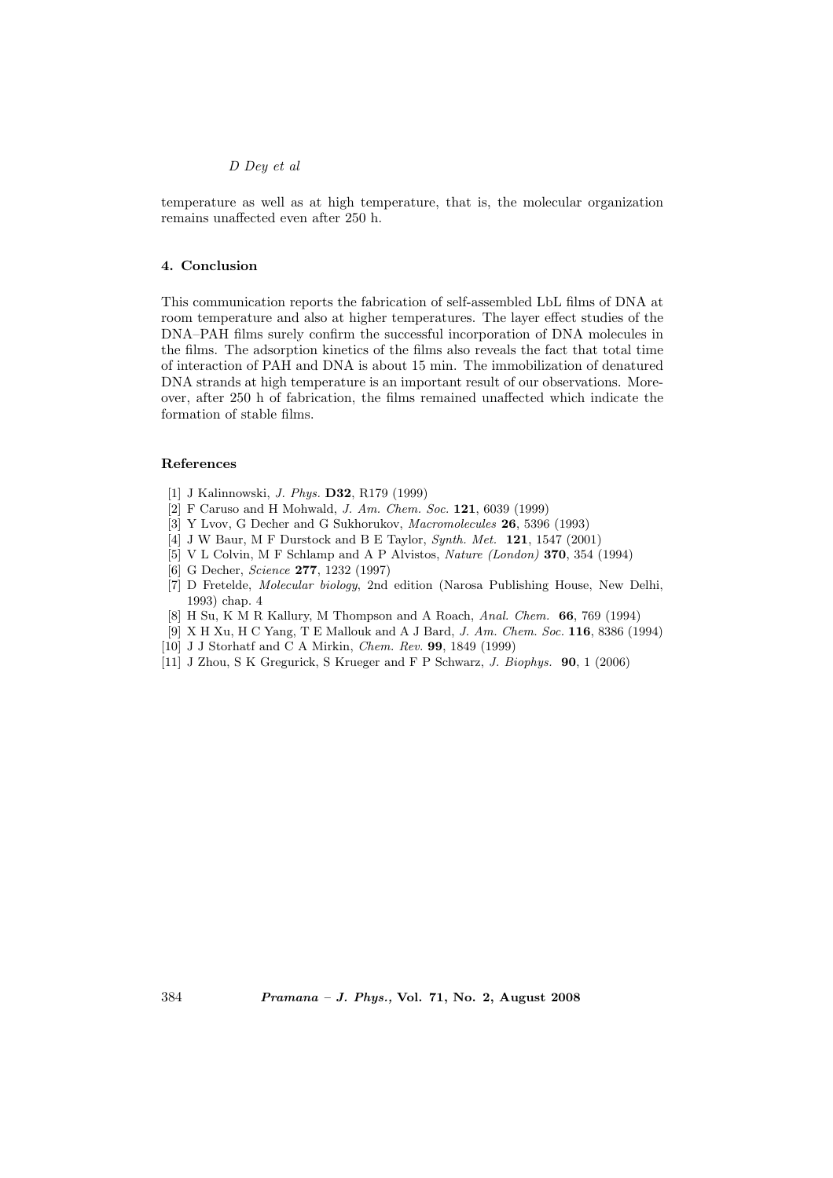temperature as well as at high temperature, that is, the molecular organization remains unaffected even after 250 h.

## 4. Conclusion

This communication reports the fabrication of self-assembled LbL films of DNA at room temperature and also at higher temperatures. The layer effect studies of the DNA–PAH films surely confirm the successful incorporation of DNA molecules in the films. The adsorption kinetics of the films also reveals the fact that total time of interaction of PAH and DNA is about 15 min. The immobilization of denatured DNA strands at high temperature is an important result of our observations. Moreover, after 250 h of fabrication, the films remained unaffected which indicate the formation of stable films.

## References

[1] J Kalinnowski, *J. Phys.* **D32**, R179 (1999)

[2] F Caruso and H Mohwald, *J. Am. Chem. Soc.* **121**, 6039 (1999)

[3] Y Lvov, G Decher and G Sukhorukov, *Macromolecules* **26**, 5396 (1993)

[4] J W Baur, M F Durstock and B E Taylor, *Synth. Met.* **121**, 1547 (2001)

[5] V L Colvin, M F Schlamp and A P Alvistos, *Nature (London)* **370**, 354 (1994)

[6] G Decher, *Science* **277**, 1232 (1997)

[7] D Fretelde, *Molecular biology*, 2nd edition (Narosa Publishing House, New Delhi, 1993) chap. 4

[8] H Su, K M R Kallury, M Thompson and A Roach, *Anal. Chem.* **66**, 769 (1994)

[9] X H Xu, H C Yang, T E Mallouk and A J Bard, *J. Am. Chem. Soc.* **116**, 8386 (1994)

[10] J J Storhatf and C A Mirkin, *Chem. Rev.* **99**, 1849 (1999)

[11] J Zhou, S K Gregurick, S Krueger and F P Schwarz, *J. Biophys.* **90**, 1 (2006)